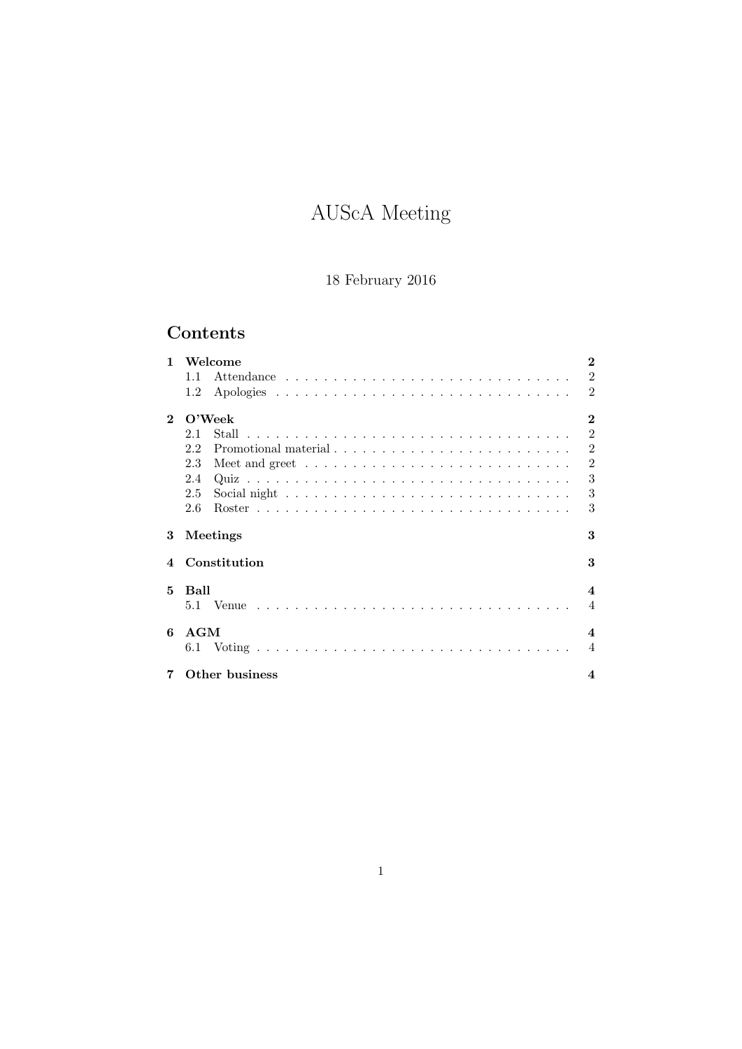# AUScA Meeting

18 February 2016

## Contents

**1 Welcome** **2**

- 1.1 Attendance . . . . . . . . . . . . . . . . . . . . . . . . . . . . . . . 2
- 1.2 Apologies . . . . . . . . . . . . . . . . . . . . . . . . . . . . . . . 2

**2 O'Week** **2**

- 2.1 Stall . . . . . . . . . . . . . . . . . . . . . . . . . . . . . . . . . . 2
- 2.2 Promotional material . . . . . . . . . . . . . . . . . . . . . . . . . 2
- 2.3 Meet and greet . . . . . . . . . . . . . . . . . . . . . . . . . . . . 2
- 2.4 Quiz . . . . . . . . . . . . . . . . . . . . . . . . . . . . . . . . . . 3
- 2.5 Social night . . . . . . . . . . . . . . . . . . . . . . . . . . . . . . 3
- 2.6 Roster . . . . . . . . . . . . . . . . . . . . . . . . . . . . . . . . . 3

**3 Meetings** **3**

**4 Constitution** **3**

**5 Ball** **4**

- 5.1 Venue . . . . . . . . . . . . . . . . . . . . . . . . . . . . . . . . . 4

**6 AGM** **4**

- 6.1 Voting . . . . . . . . . . . . . . . . . . . . . . . . . . . . . . . . . 4

**7 Other business** **4**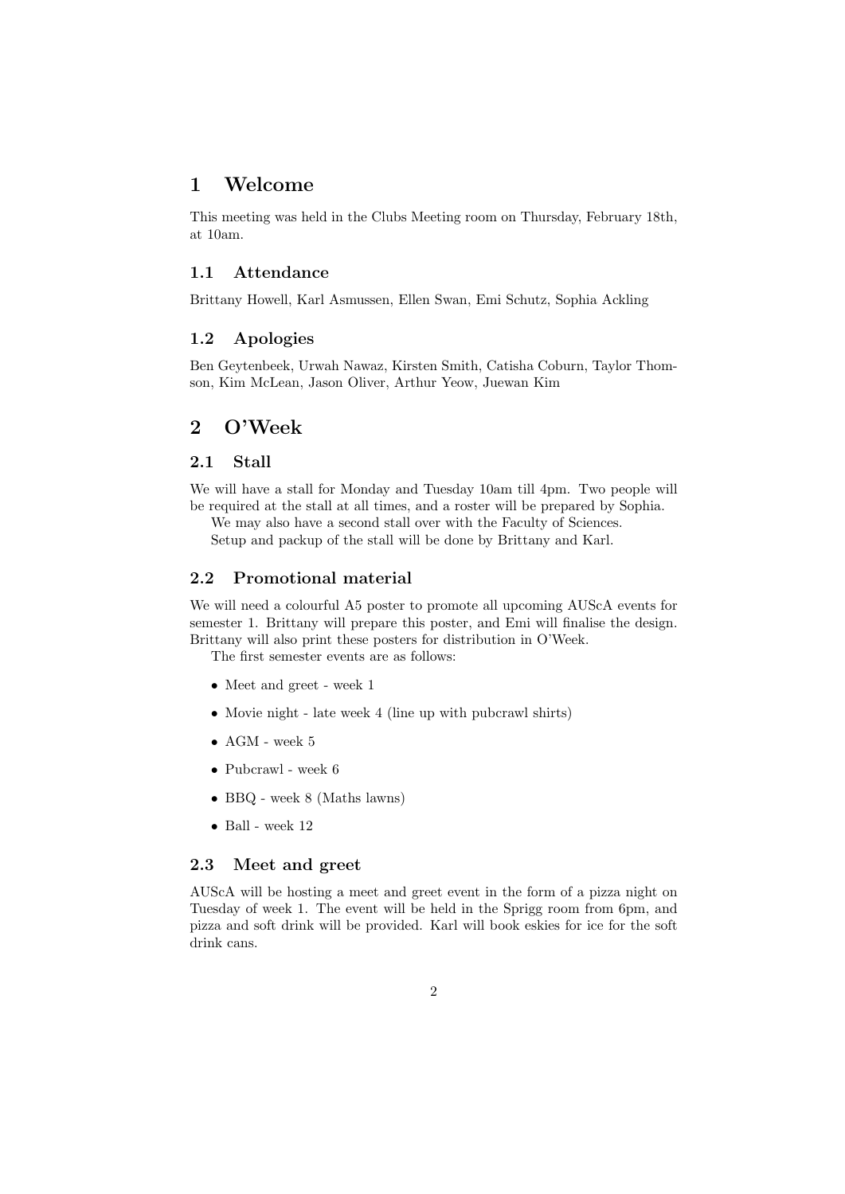# 1 Welcome

This meeting was held in the Clubs Meeting room on Thursday, February 18th, at 10am.

## 1.1 Attendance

Brittany Howell, Karl Asmussen, Ellen Swan, Emi Schutz, Sophia Ackling

## 1.2 Apologies

Ben Geytenbeek, Urwah Nawaz, Kirsten Smith, Catisha Coburn, Taylor Thomson, Kim McLean, Jason Oliver, Arthur Yeow, Juewan Kim

# 2 O'Week

## 2.1 Stall

We will have a stall for Monday and Tuesday 10am till 4pm. Two people will be required at the stall at all times, and a roster will be prepared by Sophia.

We may also have a second stall over with the Faculty of Sciences.

Setup and packup of the stall will be done by Brittany and Karl.

## 2.2 Promotional material

We will need a colourful A5 poster to promote all upcoming AUScA events for semester 1. Brittany will prepare this poster, and Emi will finalise the design. Brittany will also print these posters for distribution in O'Week.

The first semester events are as follows:

- Meet and greet - week 1
- Movie night - late week 4 (line up with pubcrawl shirts)
- AGM - week 5
- Pubcrawl - week 6
- BBQ - week 8 (Maths lawns)
- Ball - week 12

## 2.3 Meet and greet

AUScA will be hosting a meet and greet event in the form of a pizza night on Tuesday of week 1. The event will be held in the Sprigg room from 6pm, and pizza and soft drink will be provided. Karl will book eskies for ice for the soft drink cans.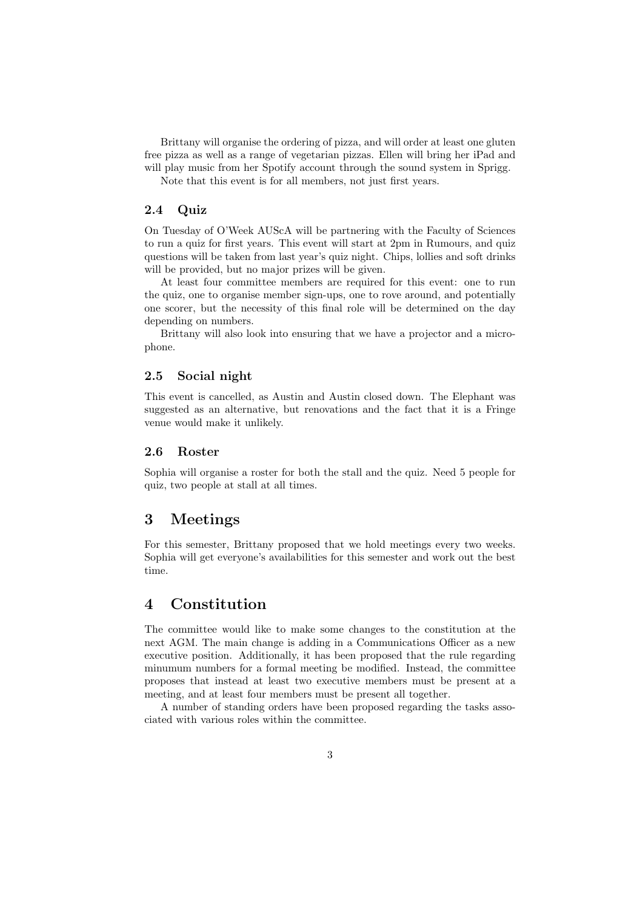Brittany will organise the ordering of pizza, and will order at least one gluten free pizza as well as a range of vegetarian pizzas. Ellen will bring her iPad and will play music from her Spotify account through the sound system in Sprigg.

Note that this event is for all members, not just first years.

### 2.4 Quiz

On Tuesday of O'Week AUScA will be partnering with the Faculty of Sciences to run a quiz for first years. This event will start at 2pm in Rumours, and quiz questions will be taken from last year's quiz night. Chips, lollies and soft drinks will be provided, but no major prizes will be given.

At least four committee members are required for this event: one to run the quiz, one to organise member sign-ups, one to rove around, and potentially one scorer, but the necessity of this final role will be determined on the day depending on numbers.

Brittany will also look into ensuring that we have a projector and a microphone.

### 2.5 Social night

This event is cancelled, as Austin and Austin closed down. The Elephant was suggested as an alternative, but renovations and the fact that it is a Fringe venue would make it unlikely.

### 2.6 Roster

Sophia will organise a roster for both the stall and the quiz. Need 5 people for quiz, two people at stall at all times.

## 3 Meetings

For this semester, Brittany proposed that we hold meetings every two weeks. Sophia will get everyone's availabilities for this semester and work out the best time.

## 4 Constitution

The committee would like to make some changes to the constitution at the next AGM. The main change is adding in a Communications Officer as a new executive position. Additionally, it has been proposed that the rule regarding minumum numbers for a formal meeting be modified. Instead, the committee proposes that instead at least two executive members must be present at a meeting, and at least four members must be present all together.

A number of standing orders have been proposed regarding the tasks associated with various roles within the committee.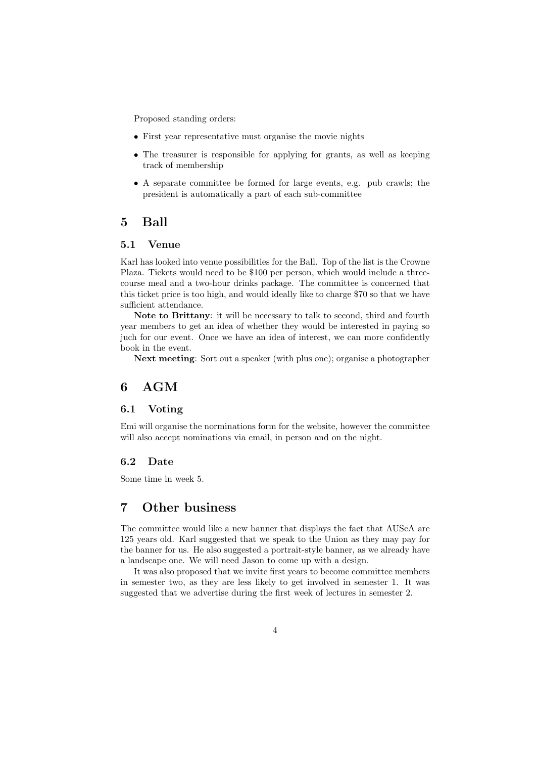Proposed standing orders:

- First year representative must organise the movie nights
- The treasurer is responsible for applying for grants, as well as keeping track of membership
- A separate committee be formed for large events, e.g. pub crawls; the president is automatically a part of each sub-committee

# 5 Ball

## 5.1 Venue

Karl has looked into venue possibilities for the Ball. Top of the list is the Crowne Plaza. Tickets would need to be $100 per person, which would include a three-course meal and a two-hour drinks package. The committee is concerned that this ticket price is too high, and would ideally like to charge $70 so that we have sufficient attendance.

**Note to Brittany**: it will be necessary to talk to second, third and fourth year members to get an idea of whether they would be interested in paying so juch for our event. Once we have an idea of interest, we can more confidently book in the event.

**Next meeting**: Sort out a speaker (with plus one); organise a photographer

# 6 AGM

## 6.1 Voting

Emi will organise the norminations form for the website, however the committee will also accept nominations via email, in person and on the night.

## 6.2 Date

Some time in week 5.

# 7 Other business

The committee would like a new banner that displays the fact that AUScA are 125 years old. Karl suggested that we speak to the Union as they may pay for the banner for us. He also suggested a portrait-style banner, as we already have a landscape one. We will need Jason to come up with a design.

It was also proposed that we invite first years to become committee members in semester two, as they are less likely to get involved in semester 1. It was suggested that we advertise during the first week of lectures in semester 2.